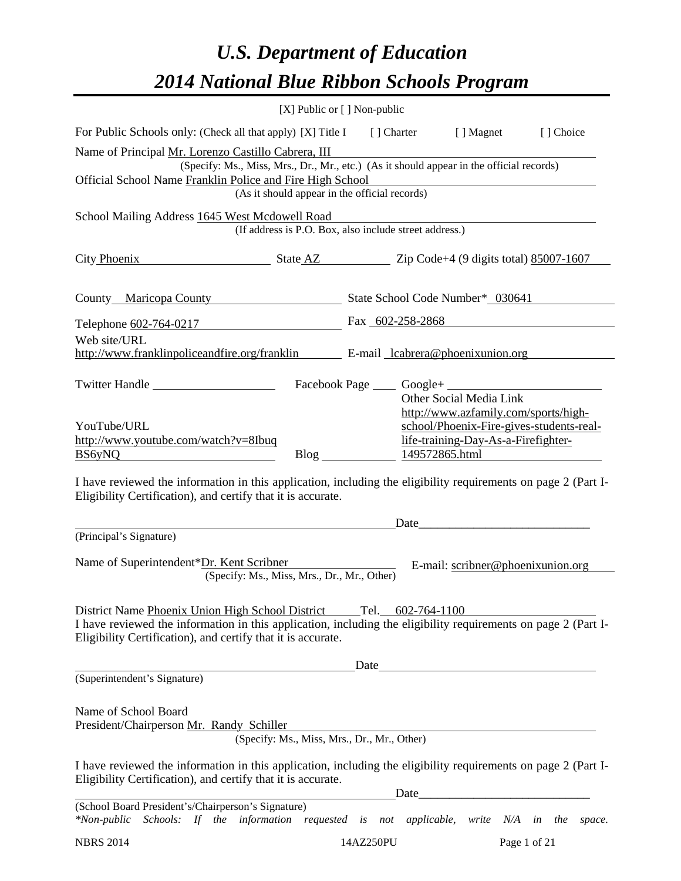# *U.S. Department of Education*

# *2014 National Blue Ribbon Schools Program*

[X] Public or [ ] Non-public

For Public Schools only: (Check all that apply) [X] Title I [ ] Charter [ ] Magnet [ ] Choice

Name of Principal Mr. Lorenzo Castillo Cabrera, III
(Specify: Ms., Miss, Mrs., Dr., Mr., etc.) (As it should appear in the official records)

Official School Name Franklin Police and Fire High School
(As it should appear in the official records)

School Mailing Address 1645 West Mcdowell Road
(If address is P.O. Box, also include street address.)

City Phoenix State AZ Zip Code+4 (9 digits total) 85007-1607

County Maricopa County State School Code Number* 030641

Telephone 602-764-0217 Fax 602-258-2868

Web site/URL http://www.franklinpoliceandfire.org/franklin E-mail lcabrera@phoenixunion.org

Twitter Handle Facebook Page Google+

YouTube/URL http://www.youtube.com/watch?v=8IbuqBS6yNQ Blog Other Social Media Link http://www.azfamily.com/sports/high-school/Phoenix-Fire-gives-students-real-life-training-Day-As-a-Firefighter-149572865.html

I have reviewed the information in this application, including the eligibility requirements on page 2 (Part I-Eligibility Certification), and certify that it is accurate.

_______________________________________ Date_________________________
(Principal's Signature)

Name of Superintendent* Dr. Kent Scribner E-mail: scribner@phoenixunion.org
(Specify: Ms., Miss, Mrs., Dr., Mr., Other)

District Name Phoenix Union High School District Tel. 602-764-1100

I have reviewed the information in this application, including the eligibility requirements on page 2 (Part I-Eligibility Certification), and certify that it is accurate.

_______________________________________ Date_________________________
(Superintendent's Signature)

Name of School Board President/Chairperson Mr. Randy Schiller
(Specify: Ms., Miss, Mrs., Dr., Mr., Other)

I have reviewed the information in this application, including the eligibility requirements on page 2 (Part I-Eligibility Certification), and certify that it is accurate.

_______________________________________ Date_________________________
(School Board President's/Chairperson's Signature)

**Non-public Schools: If the information requested is not applicable, write N/A in the space.*

NBRS 2014 14AZ250PU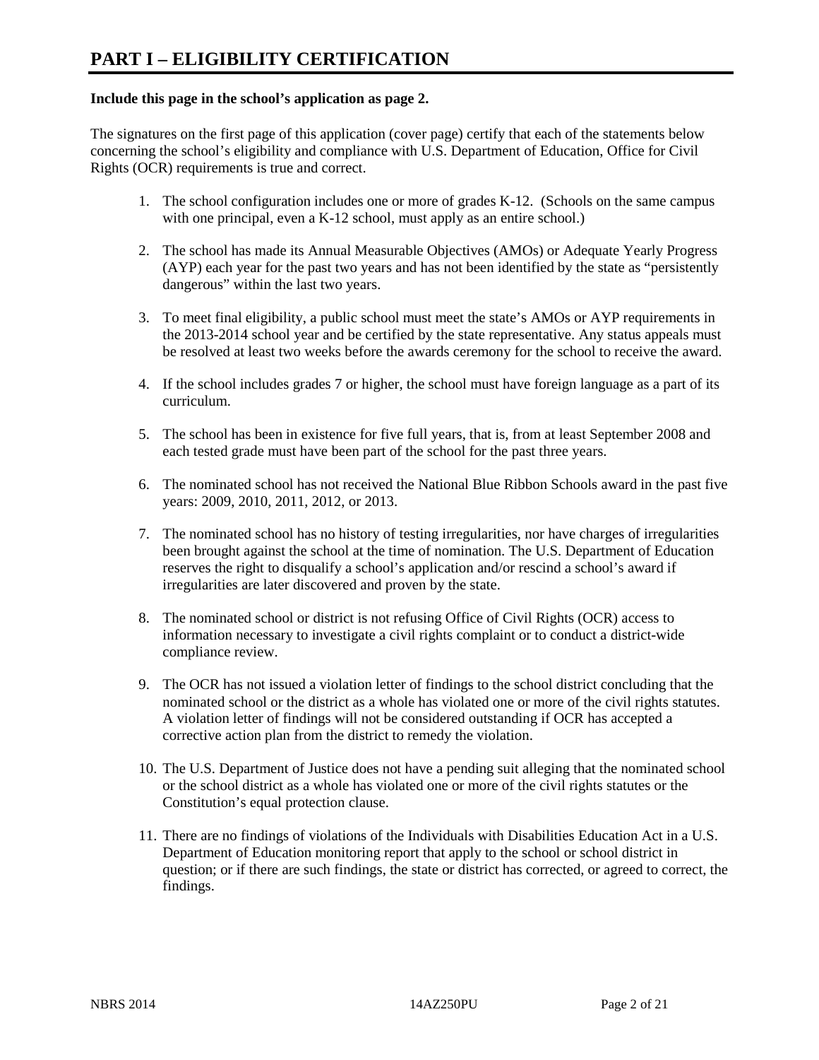# PART I – ELIGIBILITY CERTIFICATION

**Include this page in the school's application as page 2.**

The signatures on the first page of this application (cover page) certify that each of the statements below concerning the school's eligibility and compliance with U.S. Department of Education, Office for Civil Rights (OCR) requirements is true and correct.

1. The school configuration includes one or more of grades K-12. (Schools on the same campus with one principal, even a K-12 school, must apply as an entire school.)

2. The school has made its Annual Measurable Objectives (AMOs) or Adequate Yearly Progress (AYP) each year for the past two years and has not been identified by the state as "persistently dangerous" within the last two years.

3. To meet final eligibility, a public school must meet the state's AMOs or AYP requirements in the 2013-2014 school year and be certified by the state representative. Any status appeals must be resolved at least two weeks before the awards ceremony for the school to receive the award.

4. If the school includes grades 7 or higher, the school must have foreign language as a part of its curriculum.

5. The school has been in existence for five full years, that is, from at least September 2008 and each tested grade must have been part of the school for the past three years.

6. The nominated school has not received the National Blue Ribbon Schools award in the past five years: 2009, 2010, 2011, 2012, or 2013.

7. The nominated school has no history of testing irregularities, nor have charges of irregularities been brought against the school at the time of nomination. The U.S. Department of Education reserves the right to disqualify a school's application and/or rescind a school's award if irregularities are later discovered and proven by the state.

8. The nominated school or district is not refusing Office of Civil Rights (OCR) access to information necessary to investigate a civil rights complaint or to conduct a district-wide compliance review.

9. The OCR has not issued a violation letter of findings to the school district concluding that the nominated school or the district as a whole has violated one or more of the civil rights statutes. A violation letter of findings will not be considered outstanding if OCR has accepted a corrective action plan from the district to remedy the violation.

10. The U.S. Department of Justice does not have a pending suit alleging that the nominated school or the school district as a whole has violated one or more of the civil rights statutes or the Constitution's equal protection clause.

11. There are no findings of violations of the Individuals with Disabilities Education Act in a U.S. Department of Education monitoring report that apply to the school or school district in question; or if there are such findings, the state or district has corrected, or agreed to correct, the findings.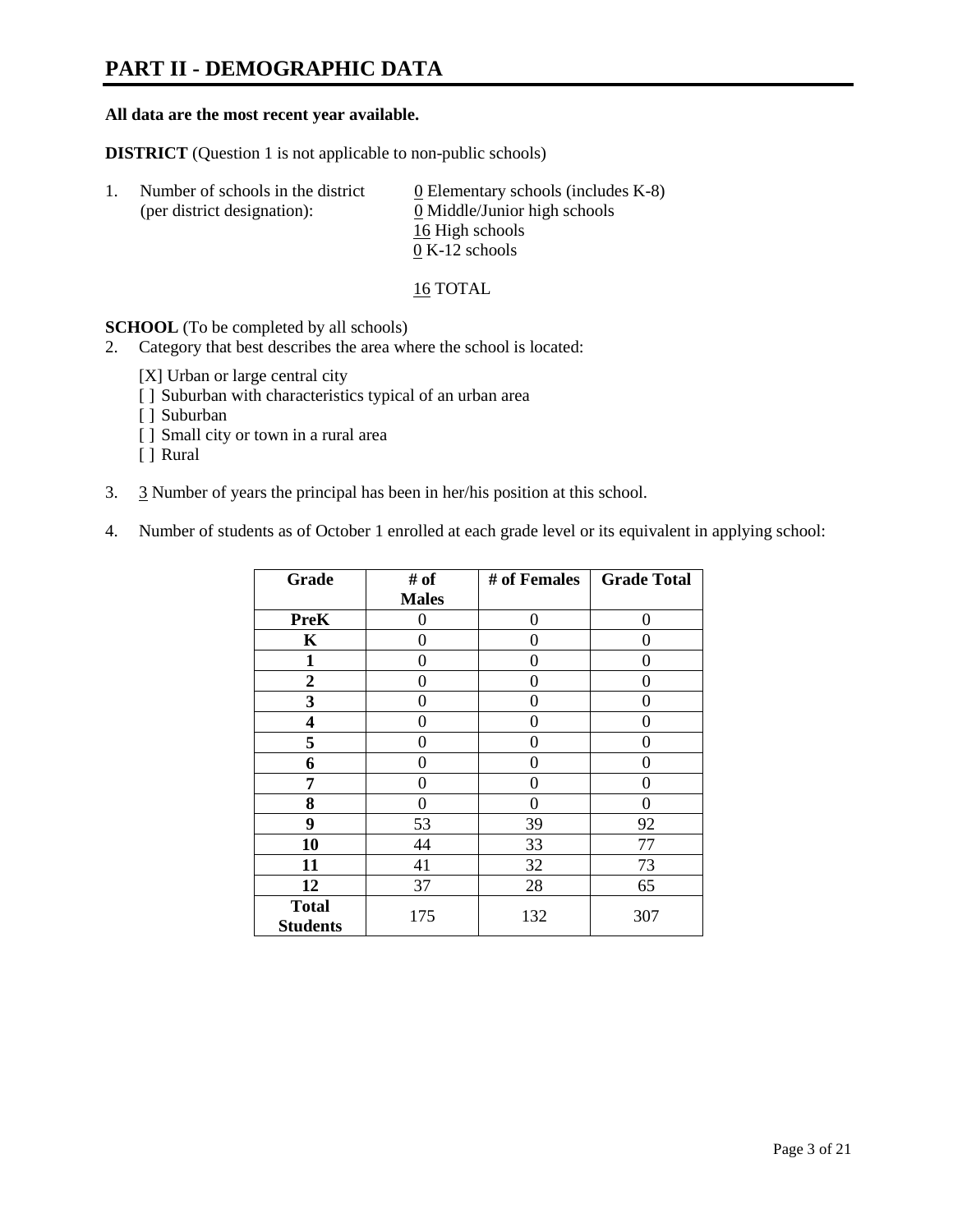# PART II - DEMOGRAPHIC DATA

**All data are the most recent year available.**

**DISTRICT** (Question 1 is not applicable to non-public schools)

1. Number of schools in the district (per district designation):
   - 0 Elementary schools (includes K-8)
   - 0 Middle/Junior high schools
   - 16 High schools
   - 0 K-12 schools

   16 TOTAL

**SCHOOL** (To be completed by all schools)

2. Category that best describes the area where the school is located:

   [X] Urban or large central city
   [ ] Suburban with characteristics typical of an urban area
   [ ] Suburban
   [ ] Small city or town in a rural area
   [ ] Rural

3. 3 Number of years the principal has been in her/his position at this school.

4. Number of students as of October 1 enrolled at each grade level or its equivalent in applying school:

| Grade | # of Males | # of Females | Grade Total |
|---|---|---|---|
| **PreK** | 0 | 0 | 0 |
| **K** | 0 | 0 | 0 |
| **1** | 0 | 0 | 0 |
| **2** | 0 | 0 | 0 |
| **3** | 0 | 0 | 0 |
| **4** | 0 | 0 | 0 |
| **5** | 0 | 0 | 0 |
| **6** | 0 | 0 | 0 |
| **7** | 0 | 0 | 0 |
| **8** | 0 | 0 | 0 |
| **9** | 53 | 39 | 92 |
| **10** | 44 | 33 | 77 |
| **11** | 41 | 32 | 73 |
| **12** | 37 | 28 | 65 |
| **Total Students** | 175 | 132 | 307 |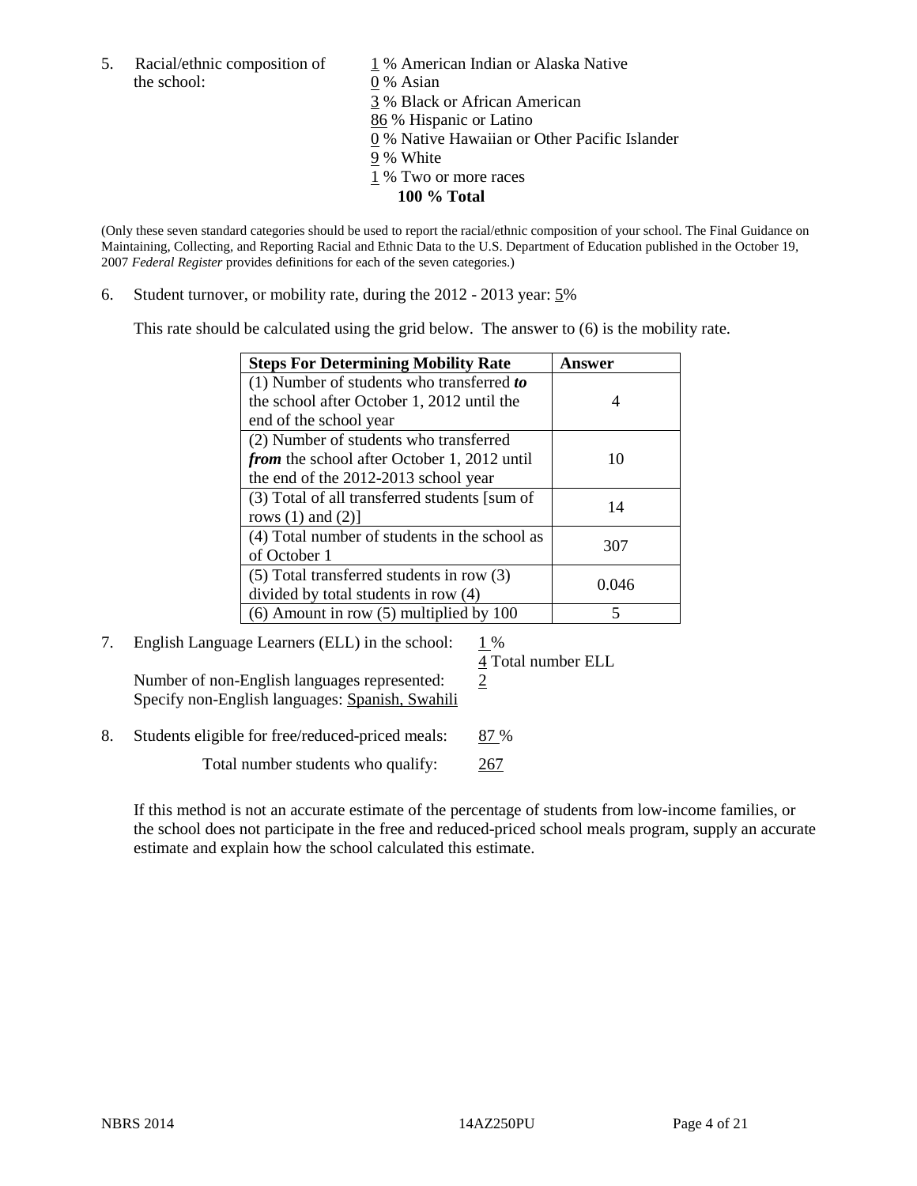5. Racial/ethnic composition of the school:

1 % American Indian or Alaska Native
0 % Asian
3 % Black or African American
86 % Hispanic or Latino
0 % Native Hawaiian or Other Pacific Islander
9 % White
1 % Two or more races
**100 % Total**

(Only these seven standard categories should be used to report the racial/ethnic composition of your school. The Final Guidance on Maintaining, Collecting, and Reporting Racial and Ethnic Data to the U.S. Department of Education published in the October 19, 2007 *Federal Register* provides definitions for each of the seven categories.)

6. Student turnover, or mobility rate, during the 2012 - 2013 year: 5%

This rate should be calculated using the grid below. The answer to (6) is the mobility rate.

| **Steps For Determining Mobility Rate** | **Answer** |
|---|---|
| (1) Number of students who transferred ***to*** the school after October 1, 2012 until the end of the school year | 4 |
| (2) Number of students who transferred ***from*** the school after October 1, 2012 until the end of the 2012-2013 school year | 10 |
| (3) Total of all transferred students [sum of rows (1) and (2)] | 14 |
| (4) Total number of students in the school as of October 1 | 307 |
| (5) Total transferred students in row (3) divided by total students in row (4) | 0.046 |
| (6) Amount in row (5) multiplied by 100 | 5 |

7. English Language Learners (ELL) in the school: 1 %
4 Total number ELL

Number of non-English languages represented: 2
Specify non-English languages: Spanish, Swahili

8. Students eligible for free/reduced-priced meals: 87 %

Total number students who qualify: 267

If this method is not an accurate estimate of the percentage of students from low-income families, or the school does not participate in the free and reduced-priced school meals program, supply an accurate estimate and explain how the school calculated this estimate.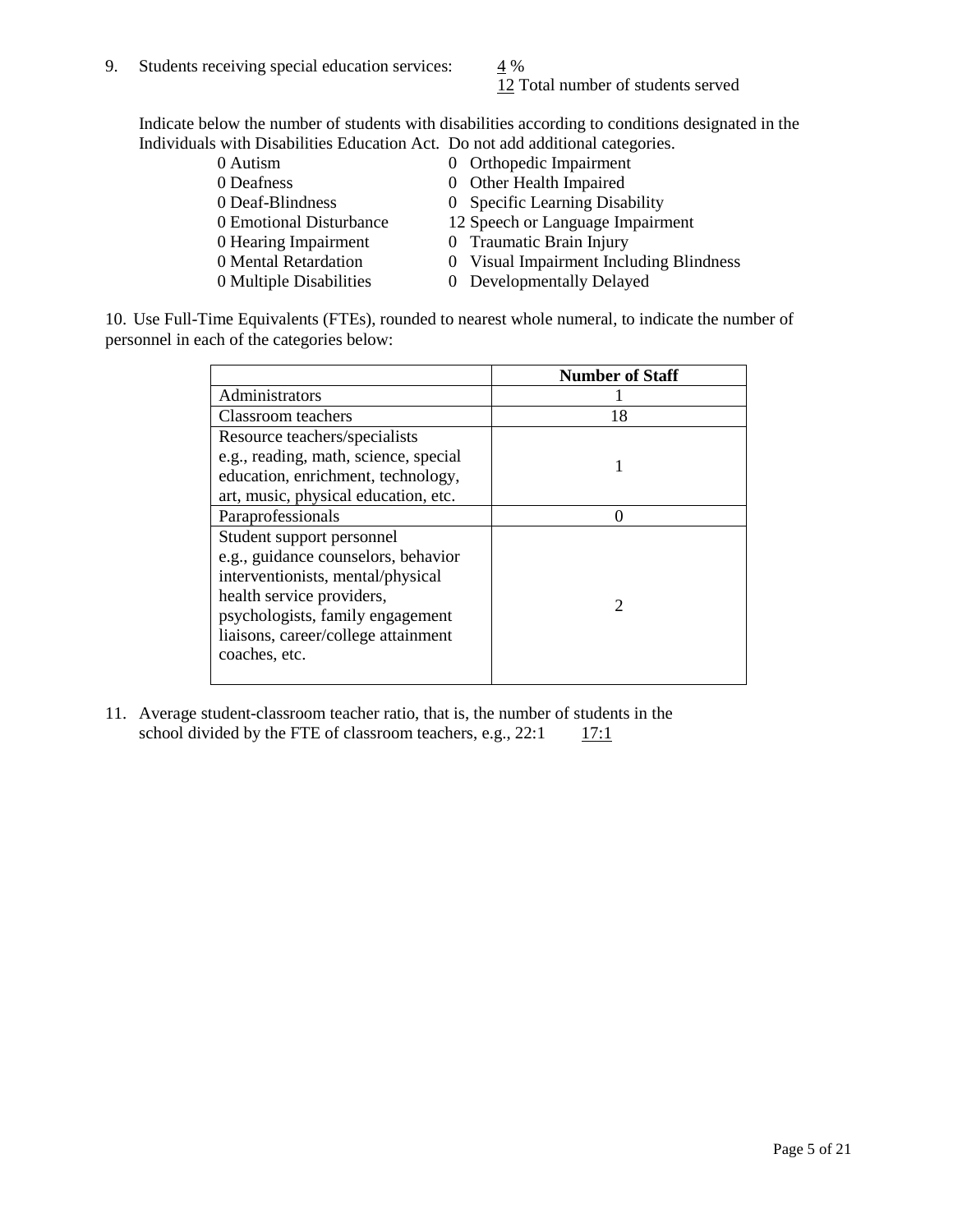9. Students receiving special education services: 4 %
   12 Total number of students served

Indicate below the number of students with disabilities according to conditions designated in the Individuals with Disabilities Education Act. Do not add additional categories.

| | |
|---|---|
| 0 Autism | 0 Orthopedic Impairment |
| 0 Deafness | 0 Other Health Impaired |
| 0 Deaf-Blindness | 0 Specific Learning Disability |
| 0 Emotional Disturbance | 12 Speech or Language Impairment |
| 0 Hearing Impairment | 0 Traumatic Brain Injury |
| 0 Mental Retardation | 0 Visual Impairment Including Blindness |
| 0 Multiple Disabilities | 0 Developmentally Delayed |

10. Use Full-Time Equivalents (FTEs), rounded to nearest whole numeral, to indicate the number of personnel in each of the categories below:

| | Number of Staff |
|---|---|
| Administrators | 1 |
| Classroom teachers | 18 |
| Resource teachers/specialists e.g., reading, math, science, special education, enrichment, technology, art, music, physical education, etc. | 1 |
| Paraprofessionals | 0 |
| Student support personnel e.g., guidance counselors, behavior interventionists, mental/physical health service providers, psychologists, family engagement liaisons, career/college attainment coaches, etc. | 2 |

11. Average student-classroom teacher ratio, that is, the number of students in the school divided by the FTE of classroom teachers, e.g., 22:1 17:1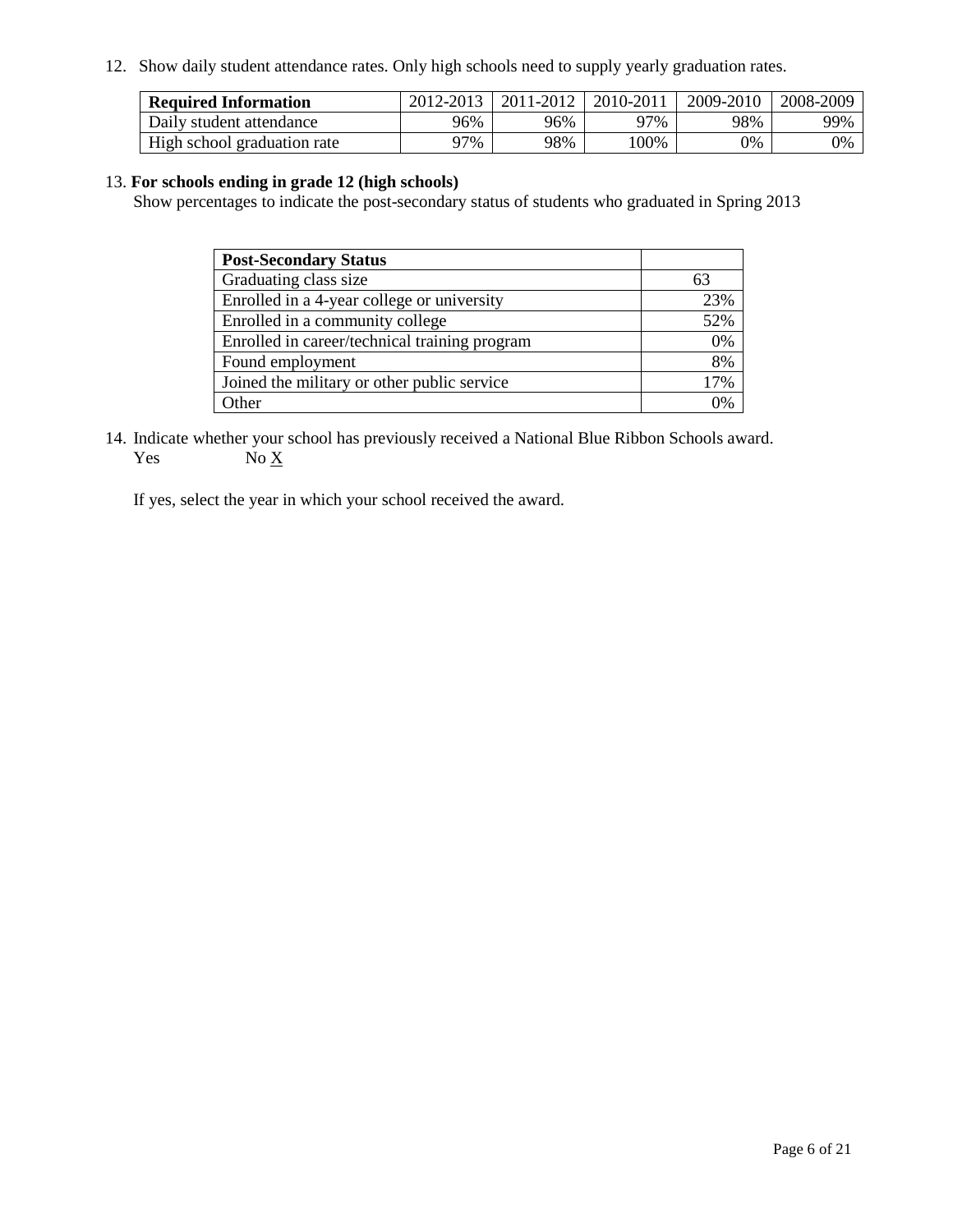12. Show daily student attendance rates. Only high schools need to supply yearly graduation rates.

| **Required Information** | 2012-2013 | 2011-2012 | 2010-2011 | 2009-2010 | 2008-2009 |
|---|---|---|---|---|---|
| Daily student attendance | 96% | 96% | 97% | 98% | 99% |
| High school graduation rate | 97% | 98% | 100% | 0% | 0% |

13. **For schools ending in grade 12 (high schools)**

Show percentages to indicate the post-secondary status of students who graduated in Spring 2013

| **Post-Secondary Status** | |
|---|---|
| Graduating class size | 63 |
| Enrolled in a 4-year college or university | 23% |
| Enrolled in a community college | 52% |
| Enrolled in career/technical training program | 0% |
| Found employment | 8% |
| Joined the military or other public service | 17% |
| Other | 0% |

14. Indicate whether your school has previously received a National Blue Ribbon Schools award.

Yes No X

If yes, select the year in which your school received the award.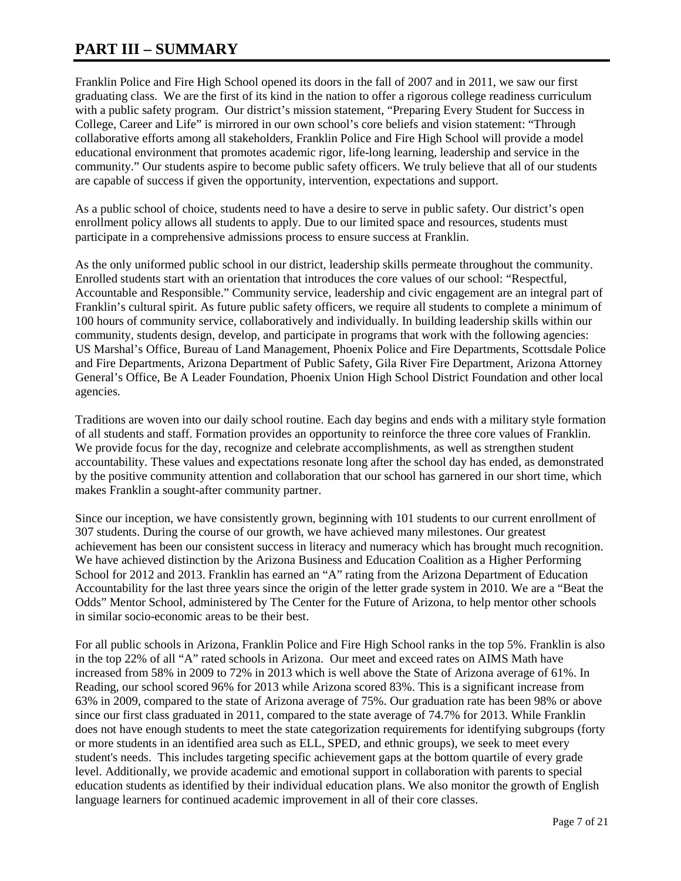# PART III – SUMMARY

Franklin Police and Fire High School opened its doors in the fall of 2007 and in 2011, we saw our first graduating class. We are the first of its kind in the nation to offer a rigorous college readiness curriculum with a public safety program. Our district's mission statement, "Preparing Every Student for Success in College, Career and Life" is mirrored in our own school's core beliefs and vision statement: "Through collaborative efforts among all stakeholders, Franklin Police and Fire High School will provide a model educational environment that promotes academic rigor, life-long learning, leadership and service in the community." Our students aspire to become public safety officers. We truly believe that all of our students are capable of success if given the opportunity, intervention, expectations and support.

As a public school of choice, students need to have a desire to serve in public safety. Our district's open enrollment policy allows all students to apply. Due to our limited space and resources, students must participate in a comprehensive admissions process to ensure success at Franklin.

As the only uniformed public school in our district, leadership skills permeate throughout the community. Enrolled students start with an orientation that introduces the core values of our school: "Respectful, Accountable and Responsible." Community service, leadership and civic engagement are an integral part of Franklin's cultural spirit. As future public safety officers, we require all students to complete a minimum of 100 hours of community service, collaboratively and individually. In building leadership skills within our community, students design, develop, and participate in programs that work with the following agencies: US Marshal's Office, Bureau of Land Management, Phoenix Police and Fire Departments, Scottsdale Police and Fire Departments, Arizona Department of Public Safety, Gila River Fire Department, Arizona Attorney General's Office, Be A Leader Foundation, Phoenix Union High School District Foundation and other local agencies.

Traditions are woven into our daily school routine. Each day begins and ends with a military style formation of all students and staff. Formation provides an opportunity to reinforce the three core values of Franklin. We provide focus for the day, recognize and celebrate accomplishments, as well as strengthen student accountability. These values and expectations resonate long after the school day has ended, as demonstrated by the positive community attention and collaboration that our school has garnered in our short time, which makes Franklin a sought-after community partner.

Since our inception, we have consistently grown, beginning with 101 students to our current enrollment of 307 students. During the course of our growth, we have achieved many milestones. Our greatest achievement has been our consistent success in literacy and numeracy which has brought much recognition. We have achieved distinction by the Arizona Business and Education Coalition as a Higher Performing School for 2012 and 2013. Franklin has earned an "A" rating from the Arizona Department of Education Accountability for the last three years since the origin of the letter grade system in 2010. We are a "Beat the Odds" Mentor School, administered by The Center for the Future of Arizona, to help mentor other schools in similar socio-economic areas to be their best.

For all public schools in Arizona, Franklin Police and Fire High School ranks in the top 5%. Franklin is also in the top 22% of all "A" rated schools in Arizona. Our meet and exceed rates on AIMS Math have increased from 58% in 2009 to 72% in 2013 which is well above the State of Arizona average of 61%. In Reading, our school scored 96% for 2013 while Arizona scored 83%. This is a significant increase from 63% in 2009, compared to the state of Arizona average of 75%. Our graduation rate has been 98% or above since our first class graduated in 2011, compared to the state average of 74.7% for 2013. While Franklin does not have enough students to meet the state categorization requirements for identifying subgroups (forty or more students in an identified area such as ELL, SPED, and ethnic groups), we seek to meet every student's needs. This includes targeting specific achievement gaps at the bottom quartile of every grade level. Additionally, we provide academic and emotional support in collaboration with parents to special education students as identified by their individual education plans. We also monitor the growth of English language learners for continued academic improvement in all of their core classes.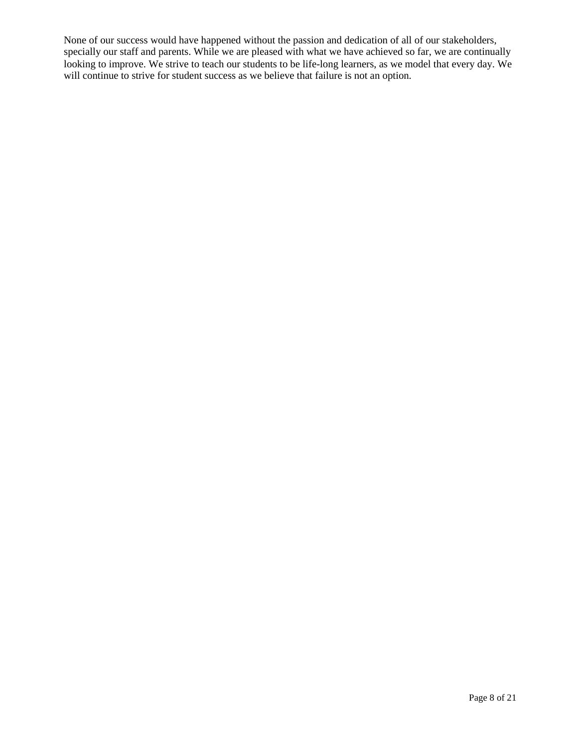None of our success would have happened without the passion and dedication of all of our stakeholders, specially our staff and parents. While we are pleased with what we have achieved so far, we are continually looking to improve. We strive to teach our students to be life-long learners, as we model that every day. We will continue to strive for student success as we believe that failure is not an option.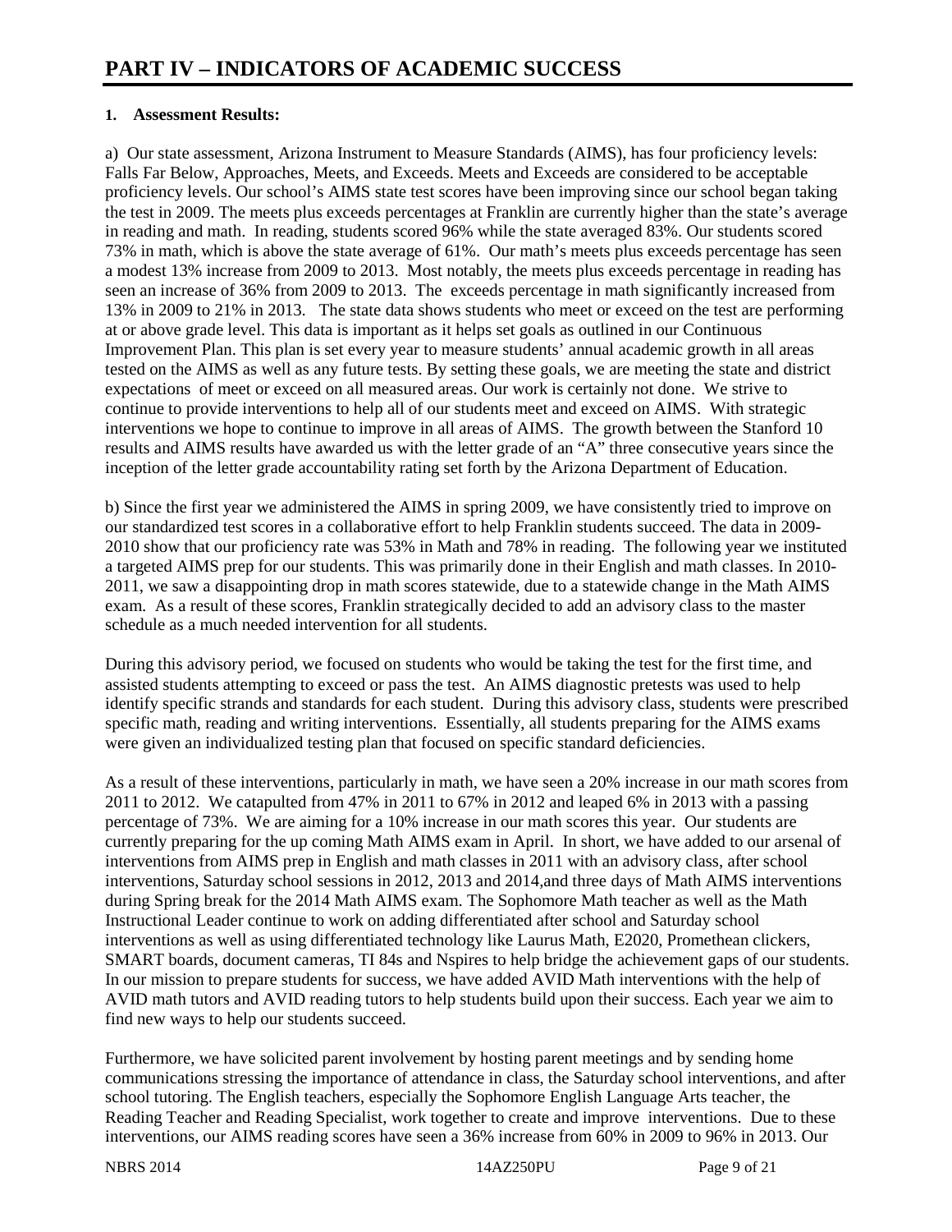# PART IV – INDICATORS OF ACADEMIC SUCCESS

## 1. Assessment Results:

a) Our state assessment, Arizona Instrument to Measure Standards (AIMS), has four proficiency levels: Falls Far Below, Approaches, Meets, and Exceeds. Meets and Exceeds are considered to be acceptable proficiency levels. Our school's AIMS state test scores have been improving since our school began taking the test in 2009. The meets plus exceeds percentages at Franklin are currently higher than the state's average in reading and math. In reading, students scored 96% while the state averaged 83%. Our students scored 73% in math, which is above the state average of 61%. Our math's meets plus exceeds percentage has seen a modest 13% increase from 2009 to 2013. Most notably, the meets plus exceeds percentage in reading has seen an increase of 36% from 2009 to 2013. The exceeds percentage in math significantly increased from 13% in 2009 to 21% in 2013. The state data shows students who meet or exceed on the test are performing at or above grade level. This data is important as it helps set goals as outlined in our Continuous Improvement Plan. This plan is set every year to measure students' annual academic growth in all areas tested on the AIMS as well as any future tests. By setting these goals, we are meeting the state and district expectations of meet or exceed on all measured areas. Our work is certainly not done. We strive to continue to provide interventions to help all of our students meet and exceed on AIMS. With strategic interventions we hope to continue to improve in all areas of AIMS. The growth between the Stanford 10 results and AIMS results have awarded us with the letter grade of an "A" three consecutive years since the inception of the letter grade accountability rating set forth by the Arizona Department of Education.

b) Since the first year we administered the AIMS in spring 2009, we have consistently tried to improve on our standardized test scores in a collaborative effort to help Franklin students succeed. The data in 2009-2010 show that our proficiency rate was 53% in Math and 78% in reading. The following year we instituted a targeted AIMS prep for our students. This was primarily done in their English and math classes. In 2010-2011, we saw a disappointing drop in math scores statewide, due to a statewide change in the Math AIMS exam. As a result of these scores, Franklin strategically decided to add an advisory class to the master schedule as a much needed intervention for all students.

During this advisory period, we focused on students who would be taking the test for the first time, and assisted students attempting to exceed or pass the test. An AIMS diagnostic pretests was used to help identify specific strands and standards for each student. During this advisory class, students were prescribed specific math, reading and writing interventions. Essentially, all students preparing for the AIMS exams were given an individualized testing plan that focused on specific standard deficiencies.

As a result of these interventions, particularly in math, we have seen a 20% increase in our math scores from 2011 to 2012. We catapulted from 47% in 2011 to 67% in 2012 and leaped 6% in 2013 with a passing percentage of 73%. We are aiming for a 10% increase in our math scores this year. Our students are currently preparing for the up coming Math AIMS exam in April. In short, we have added to our arsenal of interventions from AIMS prep in English and math classes in 2011 with an advisory class, after school interventions, Saturday school sessions in 2012, 2013 and 2014,and three days of Math AIMS interventions during Spring break for the 2014 Math AIMS exam. The Sophomore Math teacher as well as the Math Instructional Leader continue to work on adding differentiated after school and Saturday school interventions as well as using differentiated technology like Laurus Math, E2020, Promethean clickers, SMART boards, document cameras, TI 84s and Nspires to help bridge the achievement gaps of our students. In our mission to prepare students for success, we have added AVID Math interventions with the help of AVID math tutors and AVID reading tutors to help students build upon their success. Each year we aim to find new ways to help our students succeed.

Furthermore, we have solicited parent involvement by hosting parent meetings and by sending home communications stressing the importance of attendance in class, the Saturday school interventions, and after school tutoring. The English teachers, especially the Sophomore English Language Arts teacher, the Reading Teacher and Reading Specialist, work together to create and improve interventions. Due to these interventions, our AIMS reading scores have seen a 36% increase from 60% in 2009 to 96% in 2013. Our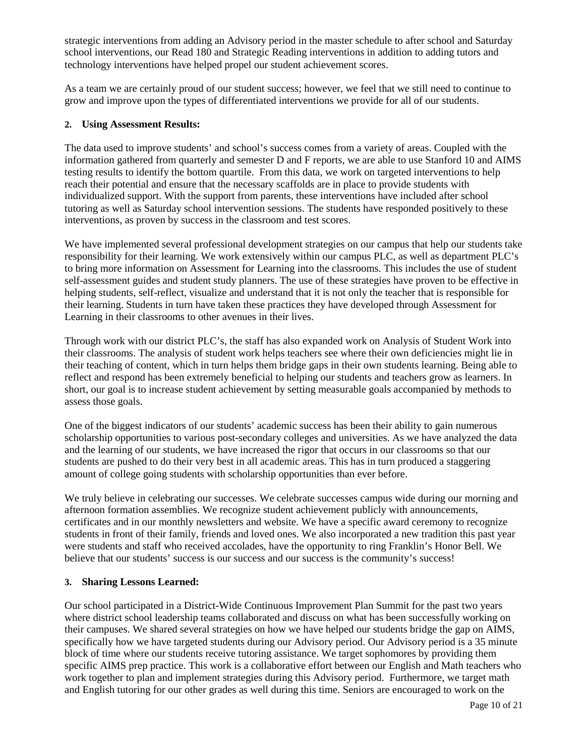strategic interventions from adding an Advisory period in the master schedule to after school and Saturday school interventions, our Read 180 and Strategic Reading interventions in addition to adding tutors and technology interventions have helped propel our student achievement scores.

As a team we are certainly proud of our student success; however, we feel that we still need to continue to grow and improve upon the types of differentiated interventions we provide for all of our students.

**2. Using Assessment Results:**

The data used to improve students' and school's success comes from a variety of areas. Coupled with the information gathered from quarterly and semester D and F reports, we are able to use Stanford 10 and AIMS testing results to identify the bottom quartile. From this data, we work on targeted interventions to help reach their potential and ensure that the necessary scaffolds are in place to provide students with individualized support. With the support from parents, these interventions have included after school tutoring as well as Saturday school intervention sessions. The students have responded positively to these interventions, as proven by success in the classroom and test scores.

We have implemented several professional development strategies on our campus that help our students take responsibility for their learning. We work extensively within our campus PLC, as well as department PLC's to bring more information on Assessment for Learning into the classrooms. This includes the use of student self-assessment guides and student study planners. The use of these strategies have proven to be effective in helping students, self-reflect, visualize and understand that it is not only the teacher that is responsible for their learning. Students in turn have taken these practices they have developed through Assessment for Learning in their classrooms to other avenues in their lives.

Through work with our district PLC's, the staff has also expanded work on Analysis of Student Work into their classrooms. The analysis of student work helps teachers see where their own deficiencies might lie in their teaching of content, which in turn helps them bridge gaps in their own students learning. Being able to reflect and respond has been extremely beneficial to helping our students and teachers grow as learners. In short, our goal is to increase student achievement by setting measurable goals accompanied by methods to assess those goals.

One of the biggest indicators of our students' academic success has been their ability to gain numerous scholarship opportunities to various post-secondary colleges and universities. As we have analyzed the data and the learning of our students, we have increased the rigor that occurs in our classrooms so that our students are pushed to do their very best in all academic areas. This has in turn produced a staggering amount of college going students with scholarship opportunities than ever before.

We truly believe in celebrating our successes. We celebrate successes campus wide during our morning and afternoon formation assemblies. We recognize student achievement publicly with announcements, certificates and in our monthly newsletters and website. We have a specific award ceremony to recognize students in front of their family, friends and loved ones. We also incorporated a new tradition this past year were students and staff who received accolades, have the opportunity to ring Franklin's Honor Bell. We believe that our students' success is our success and our success is the community's success!

**3. Sharing Lessons Learned:**

Our school participated in a District-Wide Continuous Improvement Plan Summit for the past two years where district school leadership teams collaborated and discuss on what has been successfully working on their campuses. We shared several strategies on how we have helped our students bridge the gap on AIMS, specifically how we have targeted students during our Advisory period. Our Advisory period is a 35 minute block of time where our students receive tutoring assistance. We target sophomores by providing them specific AIMS prep practice. This work is a collaborative effort between our English and Math teachers who work together to plan and implement strategies during this Advisory period. Furthermore, we target math and English tutoring for our other grades as well during this time. Seniors are encouraged to work on the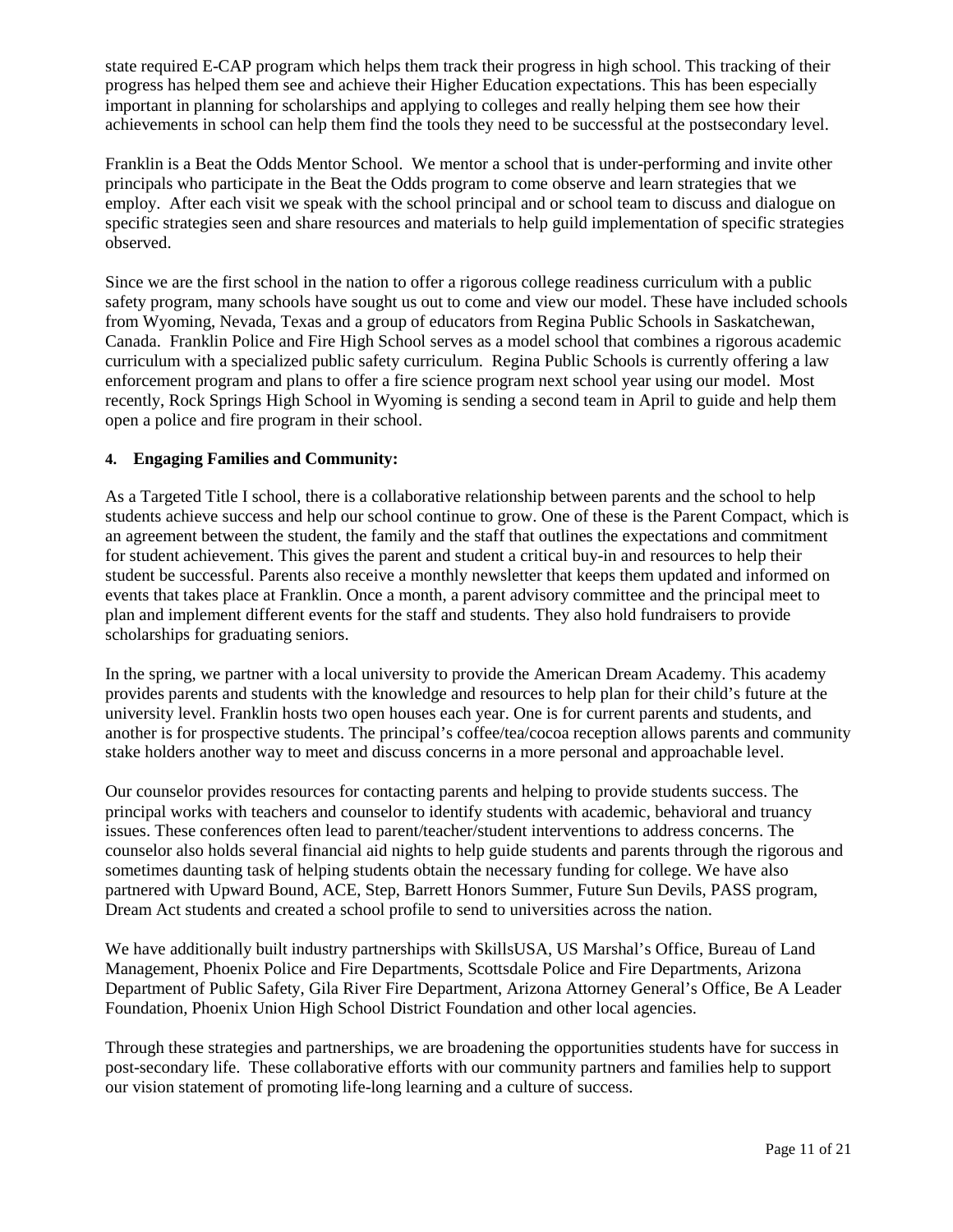state required E-CAP program which helps them track their progress in high school. This tracking of their progress has helped them see and achieve their Higher Education expectations. This has been especially important in planning for scholarships and applying to colleges and really helping them see how their achievements in school can help them find the tools they need to be successful at the postsecondary level.

Franklin is a Beat the Odds Mentor School. We mentor a school that is under-performing and invite other principals who participate in the Beat the Odds program to come observe and learn strategies that we employ. After each visit we speak with the school principal and or school team to discuss and dialogue on specific strategies seen and share resources and materials to help guild implementation of specific strategies observed.

Since we are the first school in the nation to offer a rigorous college readiness curriculum with a public safety program, many schools have sought us out to come and view our model. These have included schools from Wyoming, Nevada, Texas and a group of educators from Regina Public Schools in Saskatchewan, Canada. Franklin Police and Fire High School serves as a model school that combines a rigorous academic curriculum with a specialized public safety curriculum. Regina Public Schools is currently offering a law enforcement program and plans to offer a fire science program next school year using our model. Most recently, Rock Springs High School in Wyoming is sending a second team in April to guide and help them open a police and fire program in their school.

**4. Engaging Families and Community:**

As a Targeted Title I school, there is a collaborative relationship between parents and the school to help students achieve success and help our school continue to grow. One of these is the Parent Compact, which is an agreement between the student, the family and the staff that outlines the expectations and commitment for student achievement. This gives the parent and student a critical buy-in and resources to help their student be successful. Parents also receive a monthly newsletter that keeps them updated and informed on events that takes place at Franklin. Once a month, a parent advisory committee and the principal meet to plan and implement different events for the staff and students. They also hold fundraisers to provide scholarships for graduating seniors.

In the spring, we partner with a local university to provide the American Dream Academy. This academy provides parents and students with the knowledge and resources to help plan for their child's future at the university level. Franklin hosts two open houses each year. One is for current parents and students, and another is for prospective students. The principal's coffee/tea/cocoa reception allows parents and community stake holders another way to meet and discuss concerns in a more personal and approachable level.

Our counselor provides resources for contacting parents and helping to provide students success. The principal works with teachers and counselor to identify students with academic, behavioral and truancy issues. These conferences often lead to parent/teacher/student interventions to address concerns. The counselor also holds several financial aid nights to help guide students and parents through the rigorous and sometimes daunting task of helping students obtain the necessary funding for college. We have also partnered with Upward Bound, ACE, Step, Barrett Honors Summer, Future Sun Devils, PASS program, Dream Act students and created a school profile to send to universities across the nation.

We have additionally built industry partnerships with SkillsUSA, US Marshal's Office, Bureau of Land Management, Phoenix Police and Fire Departments, Scottsdale Police and Fire Departments, Arizona Department of Public Safety, Gila River Fire Department, Arizona Attorney General's Office, Be A Leader Foundation, Phoenix Union High School District Foundation and other local agencies.

Through these strategies and partnerships, we are broadening the opportunities students have for success in post-secondary life. These collaborative efforts with our community partners and families help to support our vision statement of promoting life-long learning and a culture of success.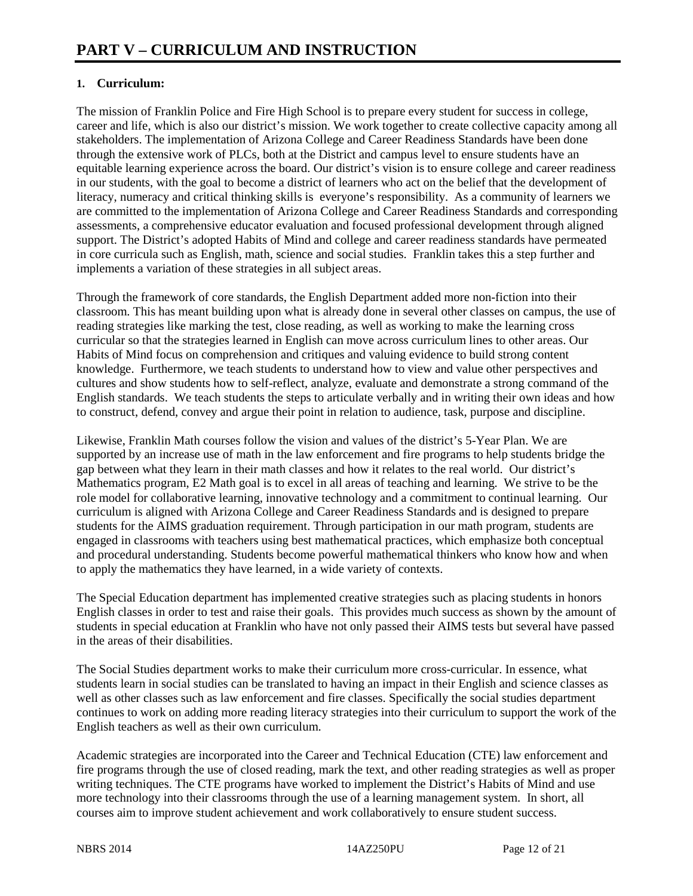# PART V – CURRICULUM AND INSTRUCTION

**1. Curriculum:**

The mission of Franklin Police and Fire High School is to prepare every student for success in college, career and life, which is also our district's mission. We work together to create collective capacity among all stakeholders. The implementation of Arizona College and Career Readiness Standards have been done through the extensive work of PLCs, both at the District and campus level to ensure students have an equitable learning experience across the board. Our district's vision is to ensure college and career readiness in our students, with the goal to become a district of learners who act on the belief that the development of literacy, numeracy and critical thinking skills is everyone's responsibility. As a community of learners we are committed to the implementation of Arizona College and Career Readiness Standards and corresponding assessments, a comprehensive educator evaluation and focused professional development through aligned support. The District's adopted Habits of Mind and college and career readiness standards have permeated in core curricula such as English, math, science and social studies. Franklin takes this a step further and implements a variation of these strategies in all subject areas.

Through the framework of core standards, the English Department added more non-fiction into their classroom. This has meant building upon what is already done in several other classes on campus, the use of reading strategies like marking the test, close reading, as well as working to make the learning cross curricular so that the strategies learned in English can move across curriculum lines to other areas. Our Habits of Mind focus on comprehension and critiques and valuing evidence to build strong content knowledge. Furthermore, we teach students to understand how to view and value other perspectives and cultures and show students how to self-reflect, analyze, evaluate and demonstrate a strong command of the English standards. We teach students the steps to articulate verbally and in writing their own ideas and how to construct, defend, convey and argue their point in relation to audience, task, purpose and discipline.

Likewise, Franklin Math courses follow the vision and values of the district's 5-Year Plan. We are supported by an increase use of math in the law enforcement and fire programs to help students bridge the gap between what they learn in their math classes and how it relates to the real world. Our district's Mathematics program, E2 Math goal is to excel in all areas of teaching and learning. We strive to be the role model for collaborative learning, innovative technology and a commitment to continual learning. Our curriculum is aligned with Arizona College and Career Readiness Standards and is designed to prepare students for the AIMS graduation requirement. Through participation in our math program, students are engaged in classrooms with teachers using best mathematical practices, which emphasize both conceptual and procedural understanding. Students become powerful mathematical thinkers who know how and when to apply the mathematics they have learned, in a wide variety of contexts.

The Special Education department has implemented creative strategies such as placing students in honors English classes in order to test and raise their goals. This provides much success as shown by the amount of students in special education at Franklin who have not only passed their AIMS tests but several have passed in the areas of their disabilities.

The Social Studies department works to make their curriculum more cross-curricular. In essence, what students learn in social studies can be translated to having an impact in their English and science classes as well as other classes such as law enforcement and fire classes. Specifically the social studies department continues to work on adding more reading literacy strategies into their curriculum to support the work of the English teachers as well as their own curriculum.

Academic strategies are incorporated into the Career and Technical Education (CTE) law enforcement and fire programs through the use of closed reading, mark the text, and other reading strategies as well as proper writing techniques. The CTE programs have worked to implement the District's Habits of Mind and use more technology into their classrooms through the use of a learning management system. In short, all courses aim to improve student achievement and work collaboratively to ensure student success.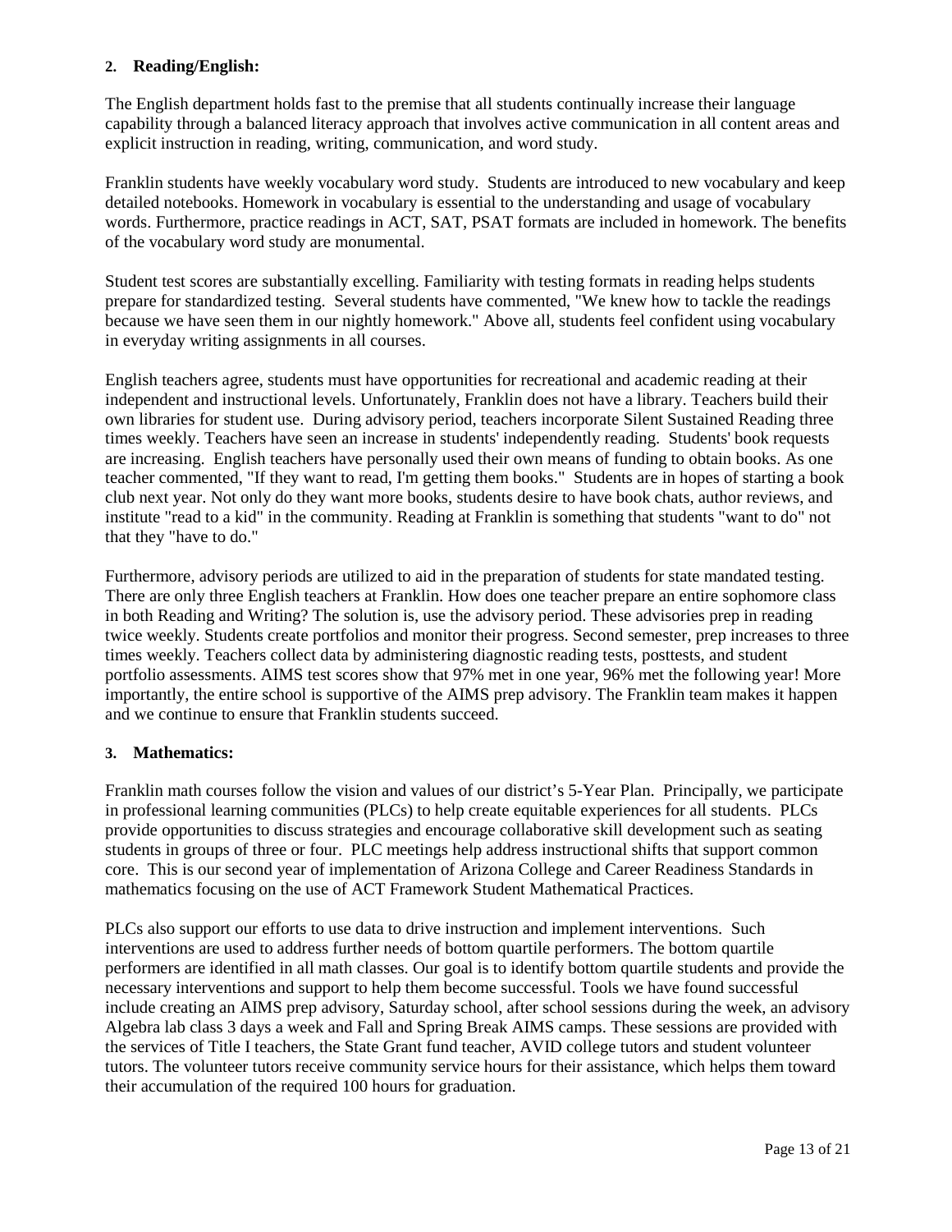### 2. Reading/English:

The English department holds fast to the premise that all students continually increase their language capability through a balanced literacy approach that involves active communication in all content areas and explicit instruction in reading, writing, communication, and word study.

Franklin students have weekly vocabulary word study. Students are introduced to new vocabulary and keep detailed notebooks. Homework in vocabulary is essential to the understanding and usage of vocabulary words. Furthermore, practice readings in ACT, SAT, PSAT formats are included in homework. The benefits of the vocabulary word study are monumental.

Student test scores are substantially excelling. Familiarity with testing formats in reading helps students prepare for standardized testing. Several students have commented, "We knew how to tackle the readings because we have seen them in our nightly homework." Above all, students feel confident using vocabulary in everyday writing assignments in all courses.

English teachers agree, students must have opportunities for recreational and academic reading at their independent and instructional levels. Unfortunately, Franklin does not have a library. Teachers build their own libraries for student use. During advisory period, teachers incorporate Silent Sustained Reading three times weekly. Teachers have seen an increase in students' independently reading. Students' book requests are increasing. English teachers have personally used their own means of funding to obtain books. As one teacher commented, "If they want to read, I'm getting them books." Students are in hopes of starting a book club next year. Not only do they want more books, students desire to have book chats, author reviews, and institute "read to a kid" in the community. Reading at Franklin is something that students "want to do" not that they "have to do."

Furthermore, advisory periods are utilized to aid in the preparation of students for state mandated testing. There are only three English teachers at Franklin. How does one teacher prepare an entire sophomore class in both Reading and Writing? The solution is, use the advisory period. These advisories prep in reading twice weekly. Students create portfolios and monitor their progress. Second semester, prep increases to three times weekly. Teachers collect data by administering diagnostic reading tests, posttests, and student portfolio assessments. AIMS test scores show that 97% met in one year, 96% met the following year! More importantly, the entire school is supportive of the AIMS prep advisory. The Franklin team makes it happen and we continue to ensure that Franklin students succeed.

### 3. Mathematics:

Franklin math courses follow the vision and values of our district's 5-Year Plan. Principally, we participate in professional learning communities (PLCs) to help create equitable experiences for all students. PLCs provide opportunities to discuss strategies and encourage collaborative skill development such as seating students in groups of three or four. PLC meetings help address instructional shifts that support common core. This is our second year of implementation of Arizona College and Career Readiness Standards in mathematics focusing on the use of ACT Framework Student Mathematical Practices.

PLCs also support our efforts to use data to drive instruction and implement interventions. Such interventions are used to address further needs of bottom quartile performers. The bottom quartile performers are identified in all math classes. Our goal is to identify bottom quartile students and provide the necessary interventions and support to help them become successful. Tools we have found successful include creating an AIMS prep advisory, Saturday school, after school sessions during the week, an advisory Algebra lab class 3 days a week and Fall and Spring Break AIMS camps. These sessions are provided with the services of Title I teachers, the State Grant fund teacher, AVID college tutors and student volunteer tutors. The volunteer tutors receive community service hours for their assistance, which helps them toward their accumulation of the required 100 hours for graduation.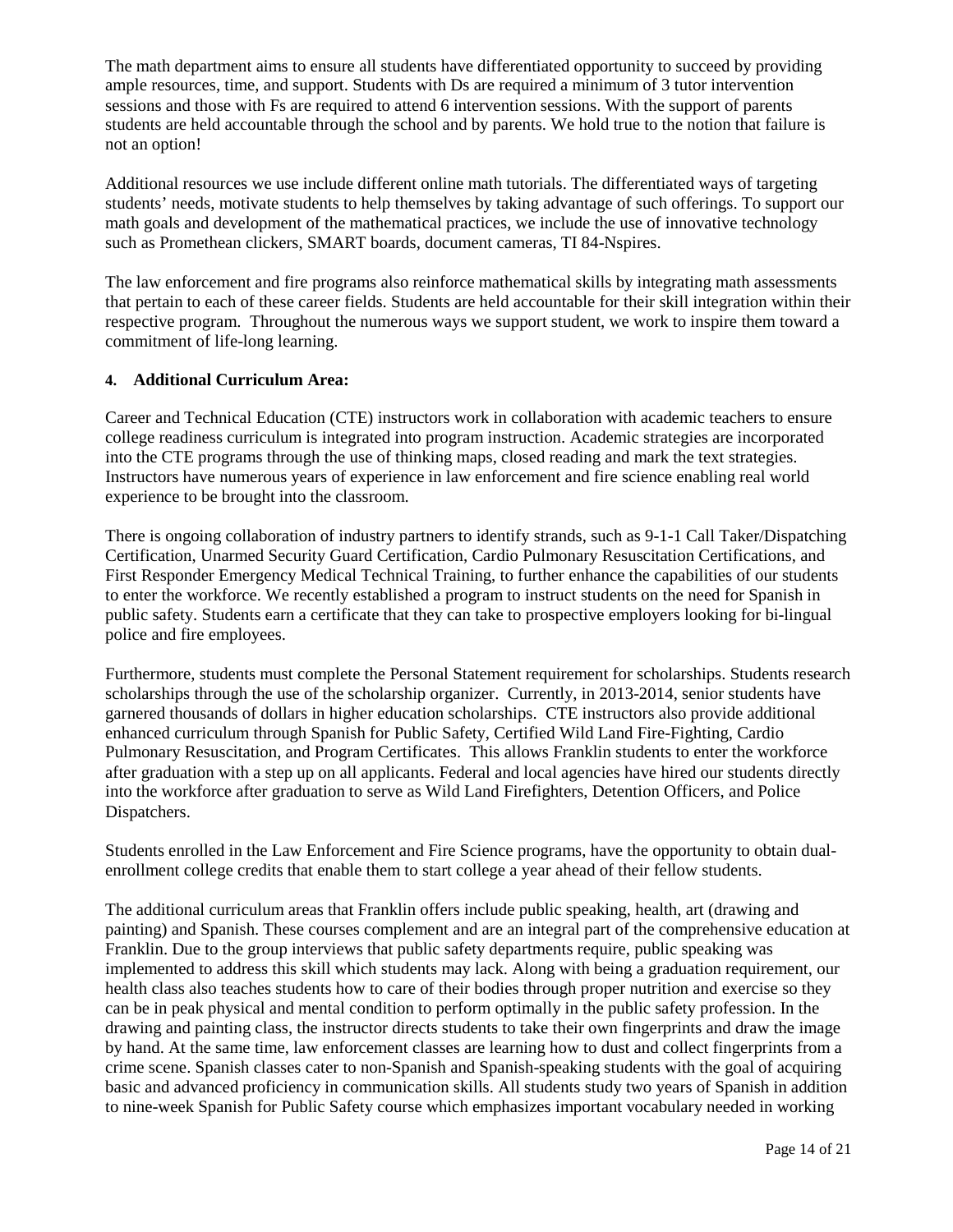The math department aims to ensure all students have differentiated opportunity to succeed by providing ample resources, time, and support. Students with Ds are required a minimum of 3 tutor intervention sessions and those with Fs are required to attend 6 intervention sessions. With the support of parents students are held accountable through the school and by parents. We hold true to the notion that failure is not an option!

Additional resources we use include different online math tutorials. The differentiated ways of targeting students' needs, motivate students to help themselves by taking advantage of such offerings. To support our math goals and development of the mathematical practices, we include the use of innovative technology such as Promethean clickers, SMART boards, document cameras, TI 84-Nspires.

The law enforcement and fire programs also reinforce mathematical skills by integrating math assessments that pertain to each of these career fields. Students are held accountable for their skill integration within their respective program. Throughout the numerous ways we support student, we work to inspire them toward a commitment of life-long learning.

**4. Additional Curriculum Area:**

Career and Technical Education (CTE) instructors work in collaboration with academic teachers to ensure college readiness curriculum is integrated into program instruction. Academic strategies are incorporated into the CTE programs through the use of thinking maps, closed reading and mark the text strategies. Instructors have numerous years of experience in law enforcement and fire science enabling real world experience to be brought into the classroom.

There is ongoing collaboration of industry partners to identify strands, such as 9-1-1 Call Taker/Dispatching Certification, Unarmed Security Guard Certification, Cardio Pulmonary Resuscitation Certifications, and First Responder Emergency Medical Technical Training, to further enhance the capabilities of our students to enter the workforce. We recently established a program to instruct students on the need for Spanish in public safety. Students earn a certificate that they can take to prospective employers looking for bi-lingual police and fire employees.

Furthermore, students must complete the Personal Statement requirement for scholarships. Students research scholarships through the use of the scholarship organizer. Currently, in 2013-2014, senior students have garnered thousands of dollars in higher education scholarships. CTE instructors also provide additional enhanced curriculum through Spanish for Public Safety, Certified Wild Land Fire-Fighting, Cardio Pulmonary Resuscitation, and Program Certificates. This allows Franklin students to enter the workforce after graduation with a step up on all applicants. Federal and local agencies have hired our students directly into the workforce after graduation to serve as Wild Land Firefighters, Detention Officers, and Police Dispatchers.

Students enrolled in the Law Enforcement and Fire Science programs, have the opportunity to obtain dual-enrollment college credits that enable them to start college a year ahead of their fellow students.

The additional curriculum areas that Franklin offers include public speaking, health, art (drawing and painting) and Spanish. These courses complement and are an integral part of the comprehensive education at Franklin. Due to the group interviews that public safety departments require, public speaking was implemented to address this skill which students may lack. Along with being a graduation requirement, our health class also teaches students how to care of their bodies through proper nutrition and exercise so they can be in peak physical and mental condition to perform optimally in the public safety profession. In the drawing and painting class, the instructor directs students to take their own fingerprints and draw the image by hand. At the same time, law enforcement classes are learning how to dust and collect fingerprints from a crime scene. Spanish classes cater to non-Spanish and Spanish-speaking students with the goal of acquiring basic and advanced proficiency in communication skills. All students study two years of Spanish in addition to nine-week Spanish for Public Safety course which emphasizes important vocabulary needed in working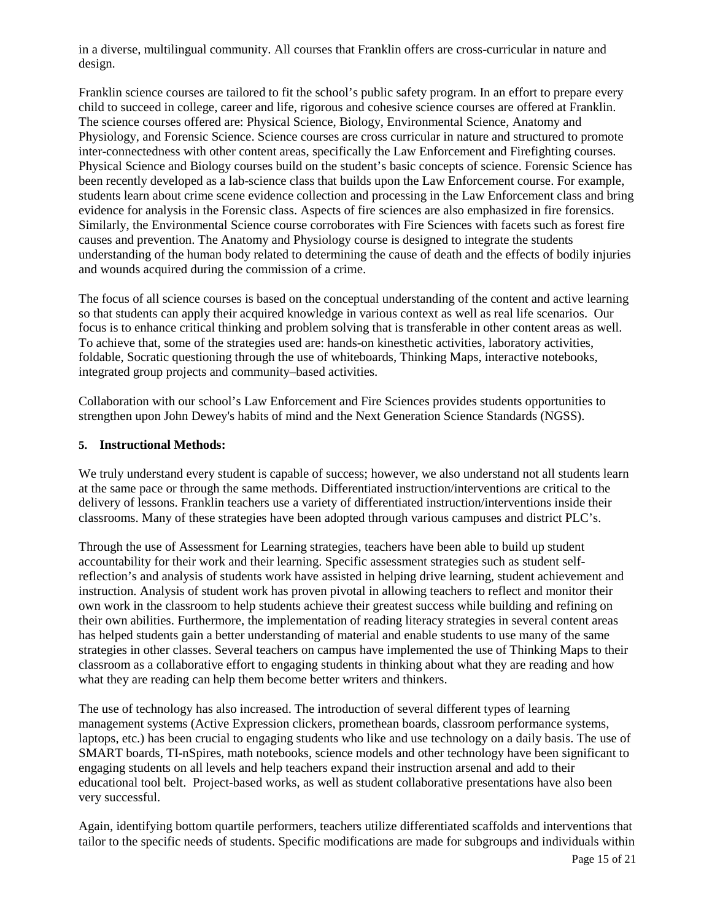in a diverse, multilingual community. All courses that Franklin offers are cross-curricular in nature and design.

Franklin science courses are tailored to fit the school's public safety program. In an effort to prepare every child to succeed in college, career and life, rigorous and cohesive science courses are offered at Franklin. The science courses offered are: Physical Science, Biology, Environmental Science, Anatomy and Physiology, and Forensic Science. Science courses are cross curricular in nature and structured to promote inter-connectedness with other content areas, specifically the Law Enforcement and Firefighting courses. Physical Science and Biology courses build on the student's basic concepts of science. Forensic Science has been recently developed as a lab-science class that builds upon the Law Enforcement course. For example, students learn about crime scene evidence collection and processing in the Law Enforcement class and bring evidence for analysis in the Forensic class. Aspects of fire sciences are also emphasized in fire forensics. Similarly, the Environmental Science course corroborates with Fire Sciences with facets such as forest fire causes and prevention. The Anatomy and Physiology course is designed to integrate the students understanding of the human body related to determining the cause of death and the effects of bodily injuries and wounds acquired during the commission of a crime.

The focus of all science courses is based on the conceptual understanding of the content and active learning so that students can apply their acquired knowledge in various context as well as real life scenarios. Our focus is to enhance critical thinking and problem solving that is transferable in other content areas as well. To achieve that, some of the strategies used are: hands-on kinesthetic activities, laboratory activities, foldable, Socratic questioning through the use of whiteboards, Thinking Maps, interactive notebooks, integrated group projects and community–based activities.

Collaboration with our school's Law Enforcement and Fire Sciences provides students opportunities to strengthen upon John Dewey's habits of mind and the Next Generation Science Standards (NGSS).

**5. Instructional Methods:**

We truly understand every student is capable of success; however, we also understand not all students learn at the same pace or through the same methods. Differentiated instruction/interventions are critical to the delivery of lessons. Franklin teachers use a variety of differentiated instruction/interventions inside their classrooms. Many of these strategies have been adopted through various campuses and district PLC's.

Through the use of Assessment for Learning strategies, teachers have been able to build up student accountability for their work and their learning. Specific assessment strategies such as student self-reflection's and analysis of students work have assisted in helping drive learning, student achievement and instruction. Analysis of student work has proven pivotal in allowing teachers to reflect and monitor their own work in the classroom to help students achieve their greatest success while building and refining on their own abilities. Furthermore, the implementation of reading literacy strategies in several content areas has helped students gain a better understanding of material and enable students to use many of the same strategies in other classes. Several teachers on campus have implemented the use of Thinking Maps to their classroom as a collaborative effort to engaging students in thinking about what they are reading and how what they are reading can help them become better writers and thinkers.

The use of technology has also increased. The introduction of several different types of learning management systems (Active Expression clickers, promethean boards, classroom performance systems, laptops, etc.) has been crucial to engaging students who like and use technology on a daily basis. The use of SMART boards, TI-nSpires, math notebooks, science models and other technology have been significant to engaging students on all levels and help teachers expand their instruction arsenal and add to their educational tool belt. Project-based works, as well as student collaborative presentations have also been very successful.

Again, identifying bottom quartile performers, teachers utilize differentiated scaffolds and interventions that tailor to the specific needs of students. Specific modifications are made for subgroups and individuals within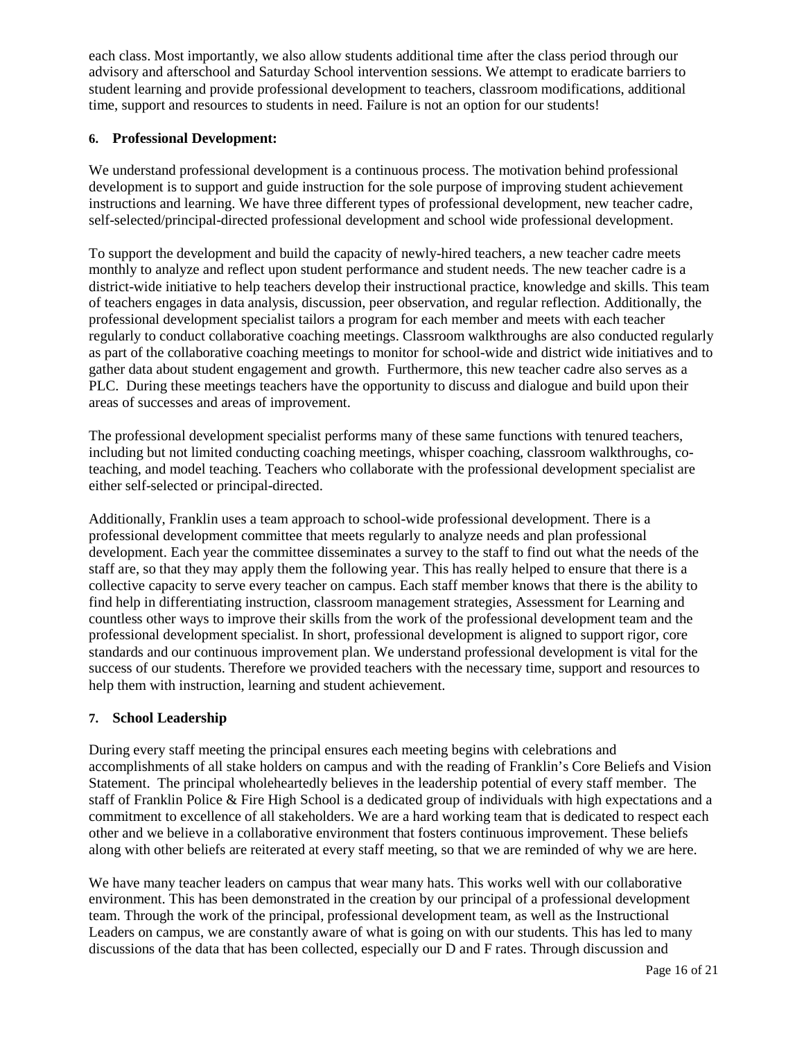each class. Most importantly, we also allow students additional time after the class period through our advisory and afterschool and Saturday School intervention sessions. We attempt to eradicate barriers to student learning and provide professional development to teachers, classroom modifications, additional time, support and resources to students in need. Failure is not an option for our students!

#### 6. Professional Development:

We understand professional development is a continuous process. The motivation behind professional development is to support and guide instruction for the sole purpose of improving student achievement instructions and learning. We have three different types of professional development, new teacher cadre, self-selected/principal-directed professional development and school wide professional development.

To support the development and build the capacity of newly-hired teachers, a new teacher cadre meets monthly to analyze and reflect upon student performance and student needs. The new teacher cadre is a district-wide initiative to help teachers develop their instructional practice, knowledge and skills. This team of teachers engages in data analysis, discussion, peer observation, and regular reflection. Additionally, the professional development specialist tailors a program for each member and meets with each teacher regularly to conduct collaborative coaching meetings. Classroom walkthroughs are also conducted regularly as part of the collaborative coaching meetings to monitor for school-wide and district wide initiatives and to gather data about student engagement and growth. Furthermore, this new teacher cadre also serves as a PLC. During these meetings teachers have the opportunity to discuss and dialogue and build upon their areas of successes and areas of improvement.

The professional development specialist performs many of these same functions with tenured teachers, including but not limited conducting coaching meetings, whisper coaching, classroom walkthroughs, co-teaching, and model teaching. Teachers who collaborate with the professional development specialist are either self-selected or principal-directed.

Additionally, Franklin uses a team approach to school-wide professional development. There is a professional development committee that meets regularly to analyze needs and plan professional development. Each year the committee disseminates a survey to the staff to find out what the needs of the staff are, so that they may apply them the following year. This has really helped to ensure that there is a collective capacity to serve every teacher on campus. Each staff member knows that there is the ability to find help in differentiating instruction, classroom management strategies, Assessment for Learning and countless other ways to improve their skills from the work of the professional development team and the professional development specialist. In short, professional development is aligned to support rigor, core standards and our continuous improvement plan. We understand professional development is vital for the success of our students. Therefore we provided teachers with the necessary time, support and resources to help them with instruction, learning and student achievement.

#### 7. School Leadership

During every staff meeting the principal ensures each meeting begins with celebrations and accomplishments of all stake holders on campus and with the reading of Franklin's Core Beliefs and Vision Statement. The principal wholeheartedly believes in the leadership potential of every staff member. The staff of Franklin Police & Fire High School is a dedicated group of individuals with high expectations and a commitment to excellence of all stakeholders. We are a hard working team that is dedicated to respect each other and we believe in a collaborative environment that fosters continuous improvement. These beliefs along with other beliefs are reiterated at every staff meeting, so that we are reminded of why we are here.

We have many teacher leaders on campus that wear many hats. This works well with our collaborative environment. This has been demonstrated in the creation by our principal of a professional development team. Through the work of the principal, professional development team, as well as the Instructional Leaders on campus, we are constantly aware of what is going on with our students. This has led to many discussions of the data that has been collected, especially our D and F rates. Through discussion and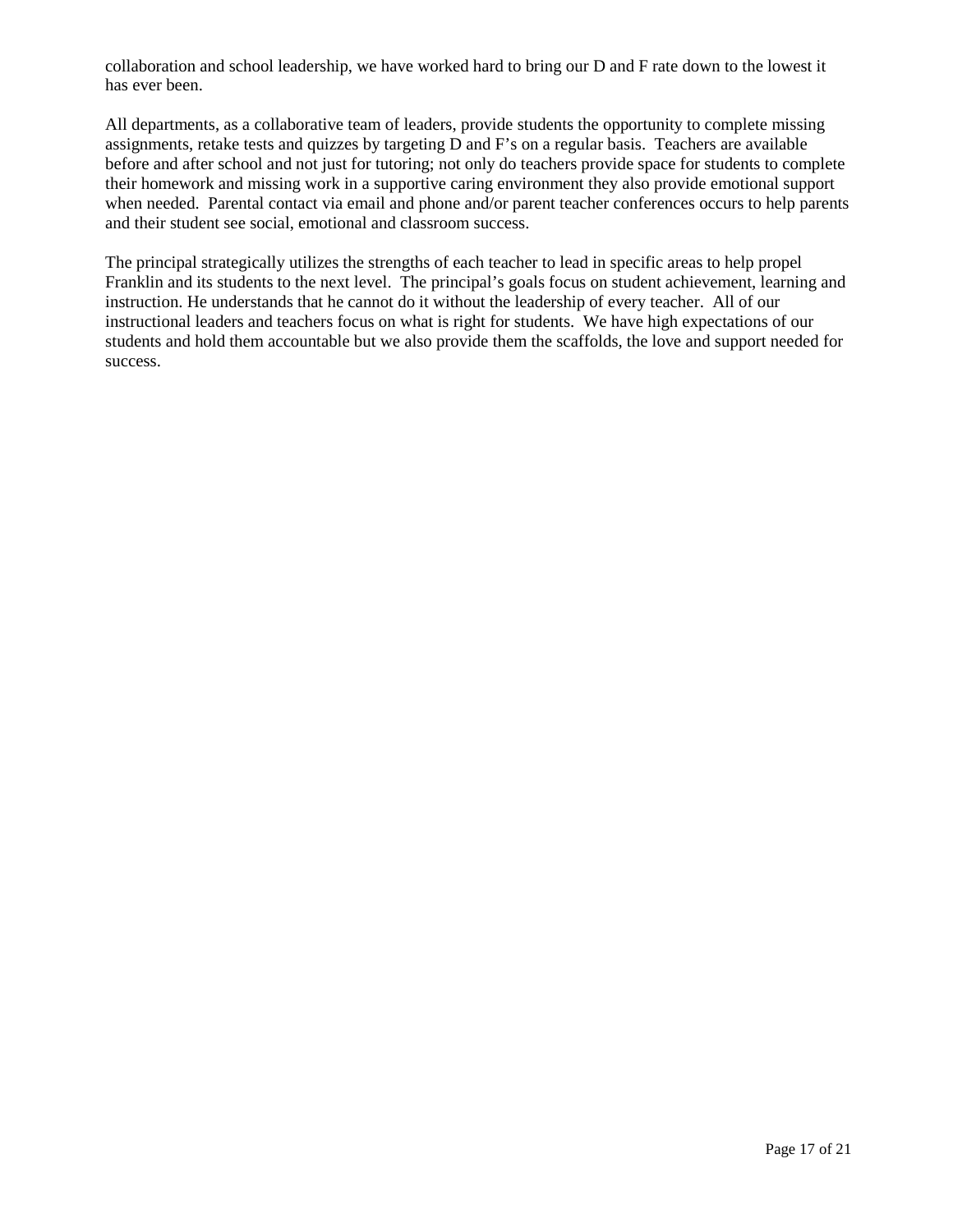collaboration and school leadership, we have worked hard to bring our D and F rate down to the lowest it has ever been.

All departments, as a collaborative team of leaders, provide students the opportunity to complete missing assignments, retake tests and quizzes by targeting D and F's on a regular basis. Teachers are available before and after school and not just for tutoring; not only do teachers provide space for students to complete their homework and missing work in a supportive caring environment they also provide emotional support when needed. Parental contact via email and phone and/or parent teacher conferences occurs to help parents and their student see social, emotional and classroom success.

The principal strategically utilizes the strengths of each teacher to lead in specific areas to help propel Franklin and its students to the next level. The principal's goals focus on student achievement, learning and instruction. He understands that he cannot do it without the leadership of every teacher. All of our instructional leaders and teachers focus on what is right for students. We have high expectations of our students and hold them accountable but we also provide them the scaffolds, the love and support needed for success.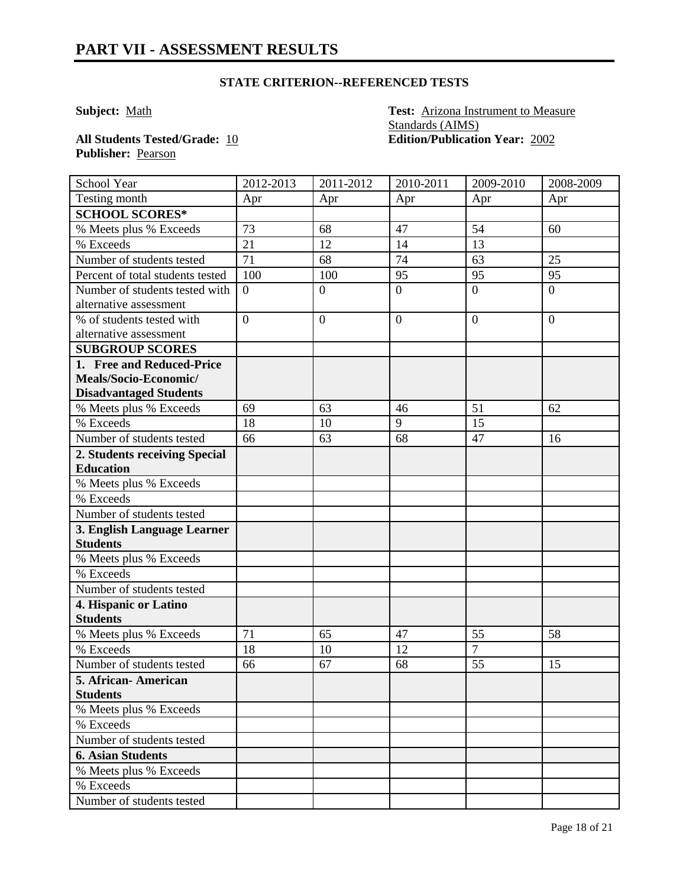# PART VII - ASSESSMENT RESULTS

### STATE CRITERION--REFERENCED TESTS

**Subject:** Math

**Test:** Arizona Instrument to Measure Standards (AIMS)

**All Students Tested/Grade:** 10

**Edition/Publication Year:** 2002

**Publisher:** Pearson

| School Year | 2012-2013 | 2011-2012 | 2010-2011 | 2009-2010 | 2008-2009 |
|---|---|---|---|---|---|
| Testing month | Apr | Apr | Apr | Apr | Apr |
| **SCHOOL SCORES*** | | | | | |
| % Meets plus % Exceeds | 73 | 68 | 47 | 54 | 60 |
| % Exceeds | 21 | 12 | 14 | 13 | |
| Number of students tested | 71 | 68 | 74 | 63 | 25 |
| Percent of total students tested | 100 | 100 | 95 | 95 | 95 |
| Number of students tested with alternative assessment | 0 | 0 | 0 | 0 | 0 |
| % of students tested with alternative assessment | 0 | 0 | 0 | 0 | 0 |
| **SUBGROUP SCORES** | | | | | |
| **1. Free and Reduced-Price Meals/Socio-Economic/ Disadvantaged Students** | | | | | |
| % Meets plus % Exceeds | 69 | 63 | 46 | 51 | 62 |
| % Exceeds | 18 | 10 | 9 | 15 | |
| Number of students tested | 66 | 63 | 68 | 47 | 16 |
| **2. Students receiving Special Education** | | | | | |
| % Meets plus % Exceeds | | | | | |
| % Exceeds | | | | | |
| Number of students tested | | | | | |
| **3. English Language Learner Students** | | | | | |
| % Meets plus % Exceeds | | | | | |
| % Exceeds | | | | | |
| Number of students tested | | | | | |
| **4. Hispanic or Latino Students** | | | | | |
| % Meets plus % Exceeds | 71 | 65 | 47 | 55 | 58 |
| % Exceeds | 18 | 10 | 12 | 7 | |
| Number of students tested | 66 | 67 | 68 | 55 | 15 |
| **5. African- American Students** | | | | | |
| % Meets plus % Exceeds | | | | | |
| % Exceeds | | | | | |
| Number of students tested | | | | | |
| **6. Asian Students** | | | | | |
| % Meets plus % Exceeds | | | | | |
| % Exceeds | | | | | |
| Number of students tested | | | | | |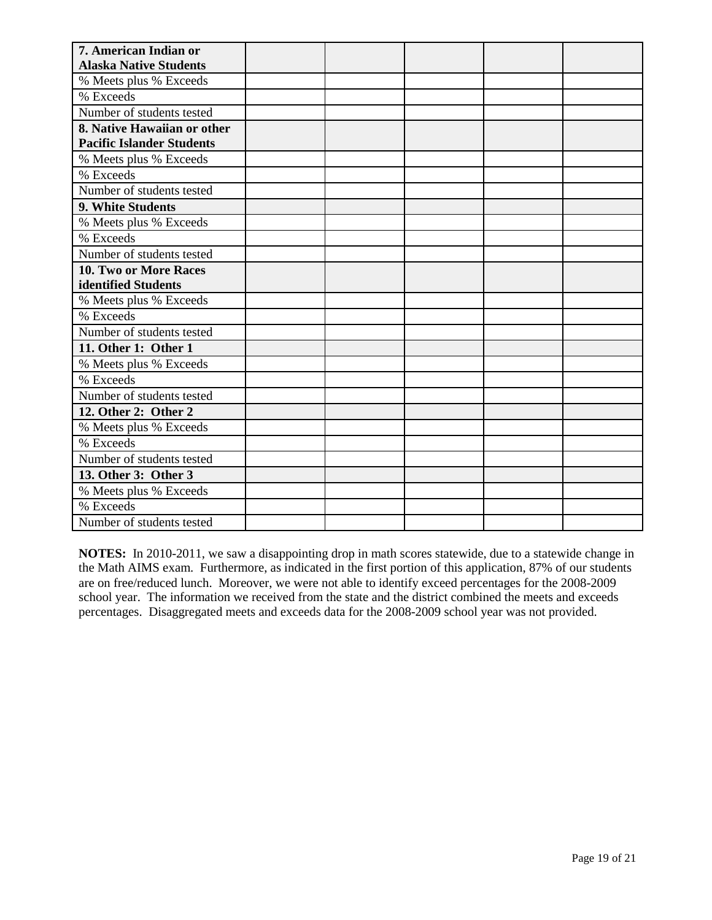| **7. American Indian or Alaska Native Students** | | | | | |
|---|---|---|---|---|---|
| % Meets plus % Exceeds | | | | | |
| % Exceeds | | | | | |
| Number of students tested | | | | | |
| **8. Native Hawaiian or other Pacific Islander Students** | | | | | |
| % Meets plus % Exceeds | | | | | |
| % Exceeds | | | | | |
| Number of students tested | | | | | |
| **9. White Students** | | | | | |
| % Meets plus % Exceeds | | | | | |
| % Exceeds | | | | | |
| Number of students tested | | | | | |
| **10. Two or More Races identified Students** | | | | | |
| % Meets plus % Exceeds | | | | | |
| % Exceeds | | | | | |
| Number of students tested | | | | | |
| **11. Other 1: Other 1** | | | | | |
| % Meets plus % Exceeds | | | | | |
| % Exceeds | | | | | |
| Number of students tested | | | | | |
| **12. Other 2: Other 2** | | | | | |
| % Meets plus % Exceeds | | | | | |
| % Exceeds | | | | | |
| Number of students tested | | | | | |
| **13. Other 3: Other 3** | | | | | |
| % Meets plus % Exceeds | | | | | |
| % Exceeds | | | | | |
| Number of students tested | | | | | |

**NOTES:** In 2010-2011, we saw a disappointing drop in math scores statewide, due to a statewide change in the Math AIMS exam. Furthermore, as indicated in the first portion of this application, 87% of our students are on free/reduced lunch. Moreover, we were not able to identify exceed percentages for the 2008-2009 school year. The information we received from the state and the district combined the meets and exceeds percentages. Disaggregated meets and exceeds data for the 2008-2009 school year was not provided.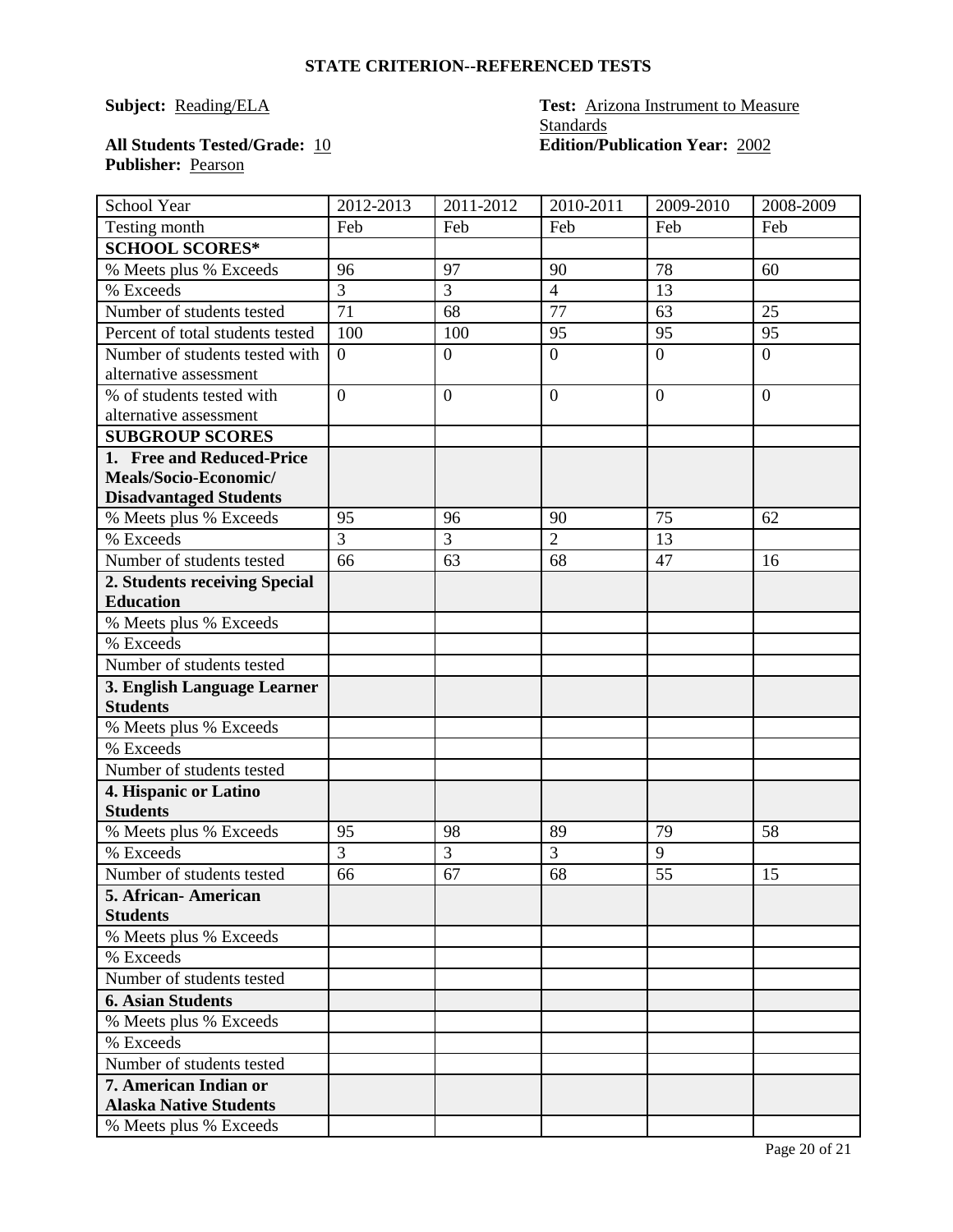## STATE CRITERION--REFERENCED TESTS

**Subject:** Reading/ELA

**Test:** Arizona Instrument to Measure Standards

**All Students Tested/Grade:** 10

**Edition/Publication Year:** 2002

**Publisher:** Pearson

| School Year | 2012-2013 | 2011-2012 | 2010-2011 | 2009-2010 | 2008-2009 |
|---|---|---|---|---|---|
| Testing month | Feb | Feb | Feb | Feb | Feb |
| **SCHOOL SCORES*** | | | | | |
| % Meets plus % Exceeds | 96 | 97 | 90 | 78 | 60 |
| % Exceeds | 3 | 3 | 4 | 13 | |
| Number of students tested | 71 | 68 | 77 | 63 | 25 |
| Percent of total students tested | 100 | 100 | 95 | 95 | 95 |
| Number of students tested with alternative assessment | 0 | 0 | 0 | 0 | 0 |
| % of students tested with alternative assessment | 0 | 0 | 0 | 0 | 0 |
| **SUBGROUP SCORES** | | | | | |
| **1. Free and Reduced-Price Meals/Socio-Economic/ Disadvantaged Students** | | | | | |
| % Meets plus % Exceeds | 95 | 96 | 90 | 75 | 62 |
| % Exceeds | 3 | 3 | 2 | 13 | |
| Number of students tested | 66 | 63 | 68 | 47 | 16 |
| **2. Students receiving Special Education** | | | | | |
| % Meets plus % Exceeds | | | | | |
| % Exceeds | | | | | |
| Number of students tested | | | | | |
| **3. English Language Learner Students** | | | | | |
| % Meets plus % Exceeds | | | | | |
| % Exceeds | | | | | |
| Number of students tested | | | | | |
| **4. Hispanic or Latino Students** | | | | | |
| % Meets plus % Exceeds | 95 | 98 | 89 | 79 | 58 |
| % Exceeds | 3 | 3 | 3 | 9 | |
| Number of students tested | 66 | 67 | 68 | 55 | 15 |
| **5. African- American Students** | | | | | |
| % Meets plus % Exceeds | | | | | |
| % Exceeds | | | | | |
| Number of students tested | | | | | |
| **6. Asian Students** | | | | | |
| % Meets plus % Exceeds | | | | | |
| % Exceeds | | | | | |
| Number of students tested | | | | | |
| **7. American Indian or Alaska Native Students** | | | | | |
| % Meets plus % Exceeds | | | | | |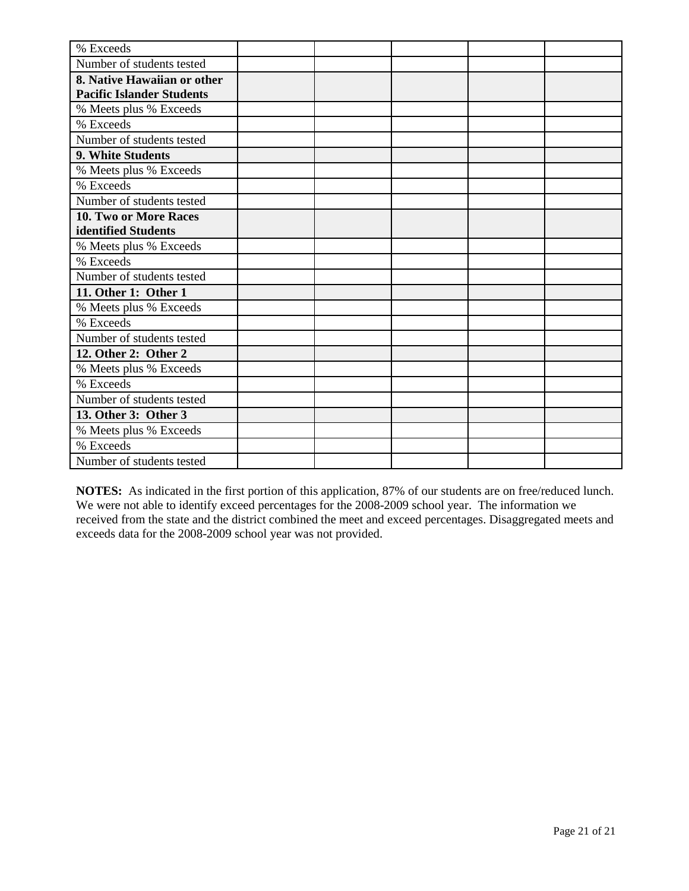| | | | | | |
|---|---|---|---|---|---|
| % Exceeds | | | | | |
| Number of students tested | | | | | |
| **8. Native Hawaiian or other Pacific Islander Students** | | | | | |
| % Meets plus % Exceeds | | | | | |
| % Exceeds | | | | | |
| Number of students tested | | | | | |
| **9. White Students** | | | | | |
| % Meets plus % Exceeds | | | | | |
| % Exceeds | | | | | |
| Number of students tested | | | | | |
| **10. Two or More Races identified Students** | | | | | |
| % Meets plus % Exceeds | | | | | |
| % Exceeds | | | | | |
| Number of students tested | | | | | |
| **11. Other 1: Other 1** | | | | | |
| % Meets plus % Exceeds | | | | | |
| % Exceeds | | | | | |
| Number of students tested | | | | | |
| **12. Other 2: Other 2** | | | | | |
| % Meets plus % Exceeds | | | | | |
| % Exceeds | | | | | |
| Number of students tested | | | | | |
| **13. Other 3: Other 3** | | | | | |
| % Meets plus % Exceeds | | | | | |
| % Exceeds | | | | | |
| Number of students tested | | | | | |

**NOTES:** As indicated in the first portion of this application, 87% of our students are on free/reduced lunch. We were not able to identify exceed percentages for the 2008-2009 school year. The information we received from the state and the district combined the meet and exceed percentages. Disaggregated meets and exceeds data for the 2008-2009 school year was not provided.